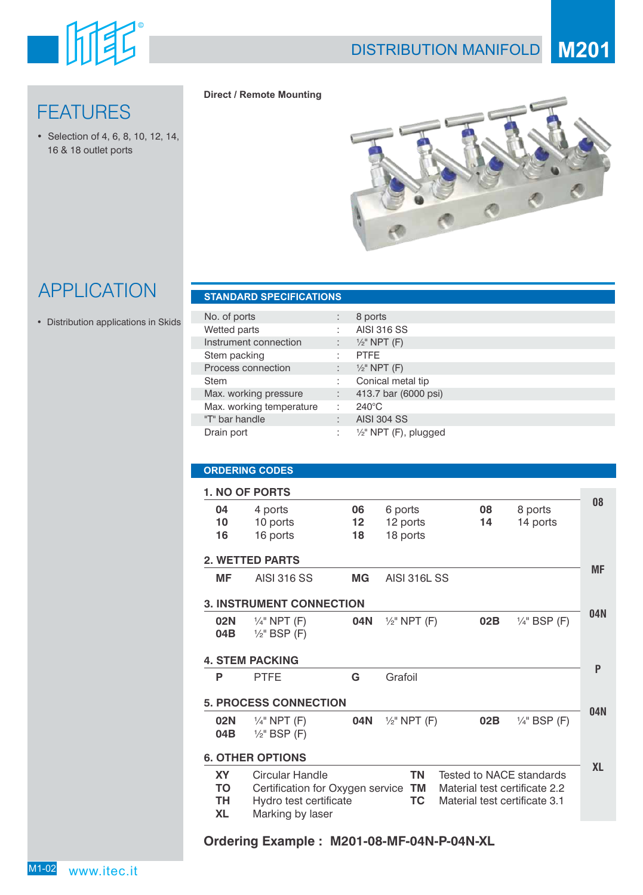# DISTRIBUTION MANIFOLD M201

## FEATURES

- Selection of 4, 6, 8, 10, 12, 14, 16 & 18 outlet ports

## APPLICATION

- Distribution applications in Skids

**Direct / Remote Mounting**

## STANDARD SPECIFICATIONS

| | | |
|---|---|---|
| No. of ports | : | 8 ports |
| Wetted parts | : | AISI 316 SS |
| Instrument connection | : | ½" NPT (F) |
| Stem packing | : | PTFE |
| Process connection | : | ½" NPT (F) |
| Stem | : | Conical metal tip |
| Max. working pressure | : | 413.7 bar (6000 psi) |
| Max. working temperature | : | 240°C |
| "T" bar handle | : | AISI 304 SS |
| Drain port | : | ½" NPT (F), plugged |

## ORDERING CODES

### 1. NO OF PORTS — 08

| | | | | | |
|---|---|---|---|---|---|
| **04** | 4 ports | **06** | 6 ports | **08** | 8 ports |
| **10** | 10 ports | **12** | 12 ports | **14** | 14 ports |
| **16** | 16 ports | **18** | 18 ports | | |

### 2. WETTED PARTS — MF

| | | | |
|---|---|---|---|
| **MF** | AISI 316 SS | **MG** | AISI 316L SS |

### 3. INSTRUMENT CONNECTION — 04N

| | | | | | |
|---|---|---|---|---|---|
| **02N** | ¼" NPT (F) | **04N** | ½" NPT (F) | **02B** | ¼" BSP (F) |
| **04B** | ½" BSP (F) | | | | |

### 4. STEM PACKING — P

| | | | |
|---|---|---|---|
| **P** | PTFE | **G** | Grafoil |

### 5. PROCESS CONNECTION — 04N

| | | | | | |
|---|---|---|---|---|---|
| **02N** | ¼" NPT (F) | **04N** | ½" NPT (F) | **02B** | ¼" BSP (F) |
| **04B** | ½" BSP (F) | | | | |

### 6. OTHER OPTIONS — XL

| | | | |
|---|---|---|---|
| **XY** | Circular Handle | **TN** | Tested to NACE standards |
| **TO** | Certification for Oxygen service | **TM** | Material test certificate 2.2 |
| **TH** | Hydro test certificate | **TC** | Material test certificate 3.1 |
| **XL** | Marking by laser | | |

**Ordering Example : M201-08-MF-04N-P-04N-XL**

www.itec.it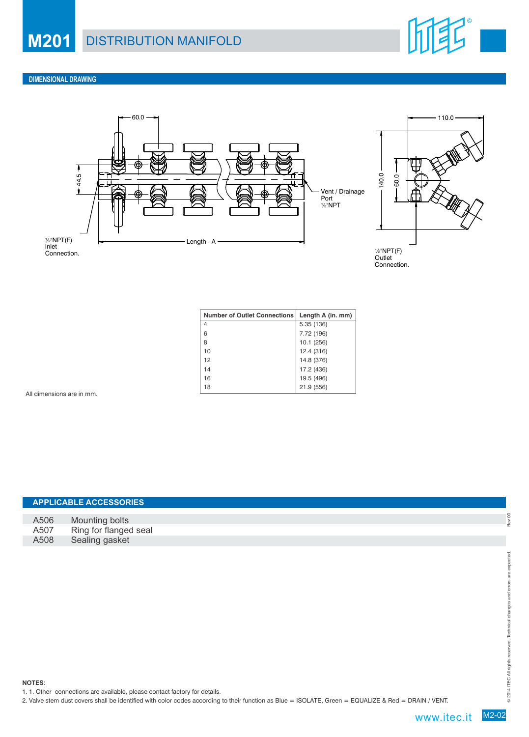# M201 DISTRIBUTION MANIFOLD

## DIMENSIONAL DRAWING

60.0

44.5

Vent / Drainage
Port
½"NPT

½"NPT(F)
Inlet
Connection.

Length - A

110.0

140.0

60.0

½"NPT(F)
Outlet
Connection.

| Number of Outlet Connections | Length A (in. mm) |
|---|---|
| 4 | 5.35 (136) |
| 6 | 7.72 (196) |
| 8 | 10.1 (256) |
| 10 | 12.4 (316) |
| 12 | 14.8 (376) |
| 14 | 17.2 (436) |
| 16 | 19.5 (496) |
| 18 | 21.9 (556) |

All dimensions are in mm.

## APPLICABLE ACCESSORIES

| | |
|---|---|
| A506 | Mounting bolts |
| A507 | Ring for flanged seal |
| A508 | Sealing gasket |

**NOTES**:

1. 1. Other connections are available, please contact factory for details.
2. Valve stem dust covers shall be identified with color codes according to their function as Blue = ISOLATE, Green = EQUALIZE & Red = DRAIN / VENT.

© 2014 ITEC All rights reserved. Technical changes and errors are expected.

Rev 00

www.itec.it